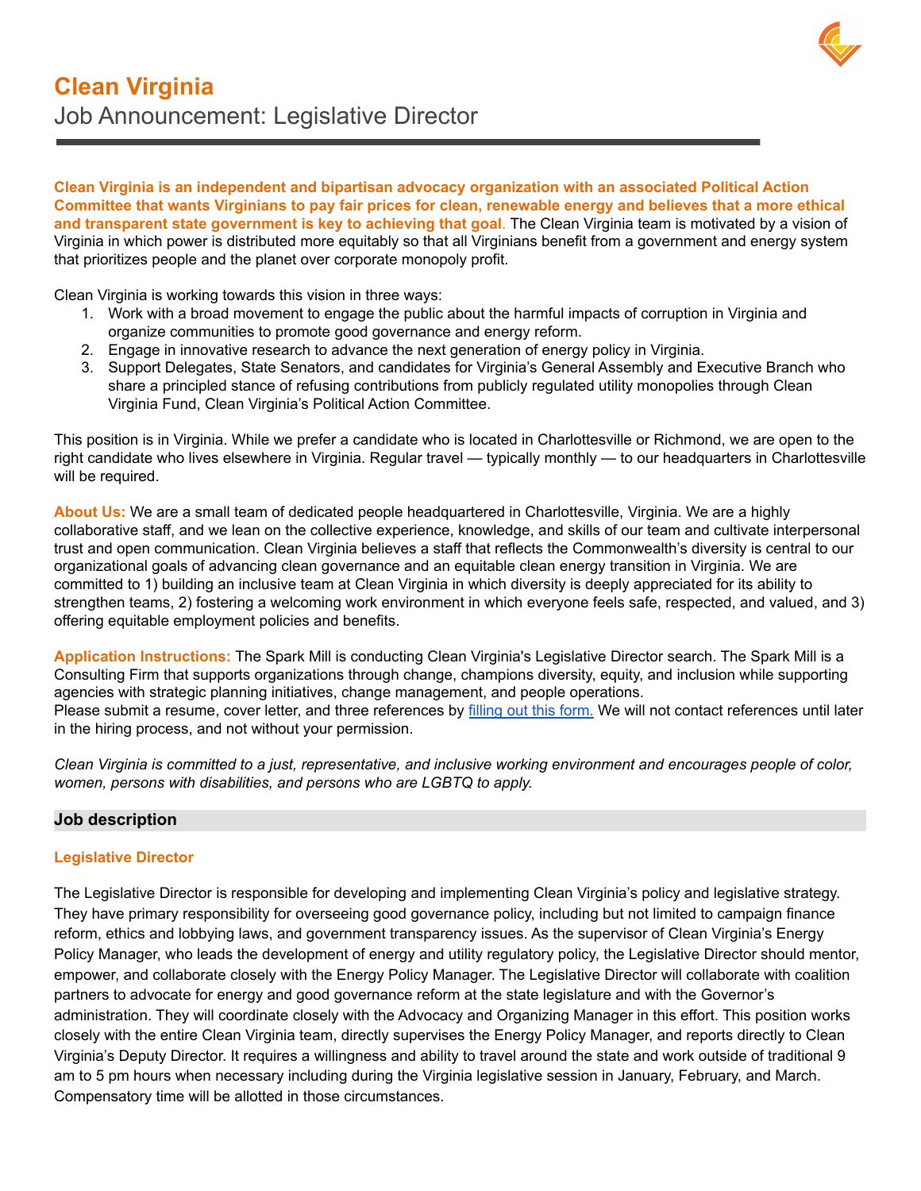# Clean Virginia

## Job Announcement: Legislative Director

**Clean Virginia is an independent and bipartisan advocacy organization with an associated Political Action Committee that wants Virginians to pay fair prices for clean, renewable energy and believes that a more ethical and transparent state government is key to achieving that goal.** The Clean Virginia team is motivated by a vision of Virginia in which power is distributed more equitably so that all Virginians benefit from a government and energy system that prioritizes people and the planet over corporate monopoly profit.

Clean Virginia is working towards this vision in three ways:

1. Work with a broad movement to engage the public about the harmful impacts of corruption in Virginia and organize communities to promote good governance and energy reform.
2. Engage in innovative research to advance the next generation of energy policy in Virginia.
3. Support Delegates, State Senators, and candidates for Virginia's General Assembly and Executive Branch who share a principled stance of refusing contributions from publicly regulated utility monopolies through Clean Virginia Fund, Clean Virginia's Political Action Committee.

This position is in Virginia. While we prefer a candidate who is located in Charlottesville or Richmond, we are open to the right candidate who lives elsewhere in Virginia. Regular travel — typically monthly — to our headquarters in Charlottesville will be required.

**About Us:** We are a small team of dedicated people headquartered in Charlottesville, Virginia. We are a highly collaborative staff, and we lean on the collective experience, knowledge, and skills of our team and cultivate interpersonal trust and open communication. Clean Virginia believes a staff that reflects the Commonwealth's diversity is central to our organizational goals of advancing clean governance and an equitable clean energy transition in Virginia. We are committed to 1) building an inclusive team at Clean Virginia in which diversity is deeply appreciated for its ability to strengthen teams, 2) fostering a welcoming work environment in which everyone feels safe, respected, and valued, and 3) offering equitable employment policies and benefits.

**Application Instructions:** The Spark Mill is conducting Clean Virginia's Legislative Director search. The Spark Mill is a Consulting Firm that supports organizations through change, champions diversity, equity, and inclusion while supporting agencies with strategic planning initiatives, change management, and people operations.
Please submit a resume, cover letter, and three references by filling out this form. We will not contact references until later in the hiring process, and not without your permission.

*Clean Virginia is committed to a just, representative, and inclusive working environment and encourages people of color, women, persons with disabilities, and persons who are LGBTQ to apply.*

## Job description

### Legislative Director

The Legislative Director is responsible for developing and implementing Clean Virginia's policy and legislative strategy. They have primary responsibility for overseeing good governance policy, including but not limited to campaign finance reform, ethics and lobbying laws, and government transparency issues. As the supervisor of Clean Virginia's Energy Policy Manager, who leads the development of energy and utility regulatory policy, the Legislative Director should mentor, empower, and collaborate closely with the Energy Policy Manager. The Legislative Director will collaborate with coalition partners to advocate for energy and good governance reform at the state legislature and with the Governor's administration. They will coordinate closely with the Advocacy and Organizing Manager in this effort. This position works closely with the entire Clean Virginia team, directly supervises the Energy Policy Manager, and reports directly to Clean Virginia's Deputy Director. It requires a willingness and ability to travel around the state and work outside of traditional 9 am to 5 pm hours when necessary including during the Virginia legislative session in January, February, and March. Compensatory time will be allotted in those circumstances.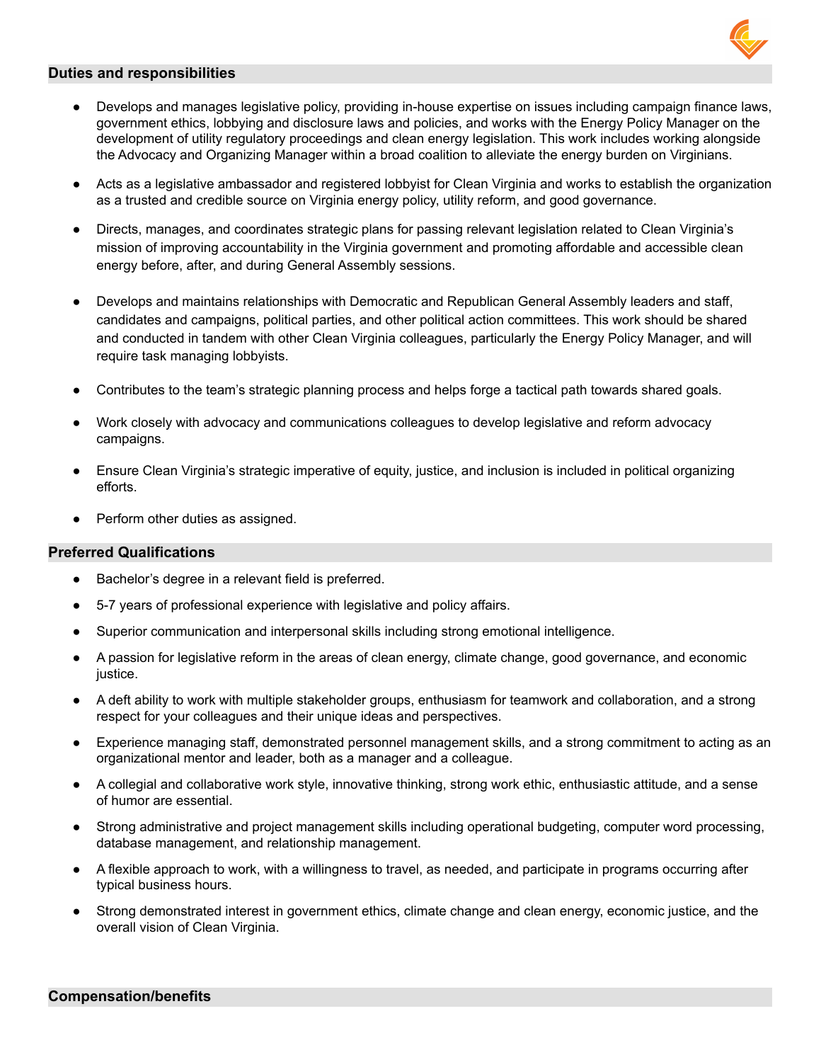## Duties and responsibilities

- Develops and manages legislative policy, providing in-house expertise on issues including campaign finance laws, government ethics, lobbying and disclosure laws and policies, and works with the Energy Policy Manager on the development of utility regulatory proceedings and clean energy legislation. This work includes working alongside the Advocacy and Organizing Manager within a broad coalition to alleviate the energy burden on Virginians.
- Acts as a legislative ambassador and registered lobbyist for Clean Virginia and works to establish the organization as a trusted and credible source on Virginia energy policy, utility reform, and good governance.
- Directs, manages, and coordinates strategic plans for passing relevant legislation related to Clean Virginia's mission of improving accountability in the Virginia government and promoting affordable and accessible clean energy before, after, and during General Assembly sessions.
- Develops and maintains relationships with Democratic and Republican General Assembly leaders and staff, candidates and campaigns, political parties, and other political action committees. This work should be shared and conducted in tandem with other Clean Virginia colleagues, particularly the Energy Policy Manager, and will require task managing lobbyists.
- Contributes to the team's strategic planning process and helps forge a tactical path towards shared goals.
- Work closely with advocacy and communications colleagues to develop legislative and reform advocacy campaigns.
- Ensure Clean Virginia's strategic imperative of equity, justice, and inclusion is included in political organizing efforts.
- Perform other duties as assigned.

## Preferred Qualifications

- Bachelor's degree in a relevant field is preferred.
- 5-7 years of professional experience with legislative and policy affairs.
- Superior communication and interpersonal skills including strong emotional intelligence.
- A passion for legislative reform in the areas of clean energy, climate change, good governance, and economic justice.
- A deft ability to work with multiple stakeholder groups, enthusiasm for teamwork and collaboration, and a strong respect for your colleagues and their unique ideas and perspectives.
- Experience managing staff, demonstrated personnel management skills, and a strong commitment to acting as an organizational mentor and leader, both as a manager and a colleague.
- A collegial and collaborative work style, innovative thinking, strong work ethic, enthusiastic attitude, and a sense of humor are essential.
- Strong administrative and project management skills including operational budgeting, computer word processing, database management, and relationship management.
- A flexible approach to work, with a willingness to travel, as needed, and participate in programs occurring after typical business hours.
- Strong demonstrated interest in government ethics, climate change and clean energy, economic justice, and the overall vision of Clean Virginia.

## Compensation/benefits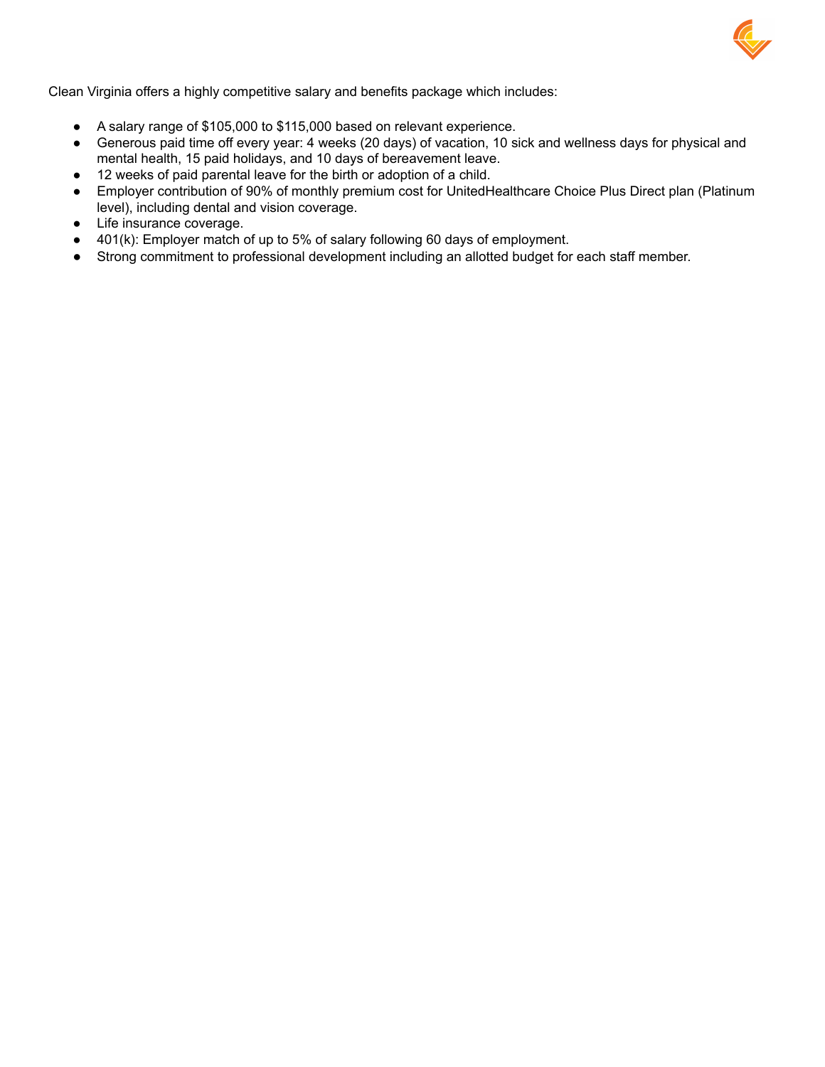Clean Virginia offers a highly competitive salary and benefits package which includes:

- A salary range of $105,000 to $115,000 based on relevant experience.
- Generous paid time off every year: 4 weeks (20 days) of vacation, 10 sick and wellness days for physical and mental health, 15 paid holidays, and 10 days of bereavement leave.
- 12 weeks of paid parental leave for the birth or adoption of a child.
- Employer contribution of 90% of monthly premium cost for UnitedHealthcare Choice Plus Direct plan (Platinum level), including dental and vision coverage.
- Life insurance coverage.
- 401(k): Employer match of up to 5% of salary following 60 days of employment.
- Strong commitment to professional development including an allotted budget for each staff member.